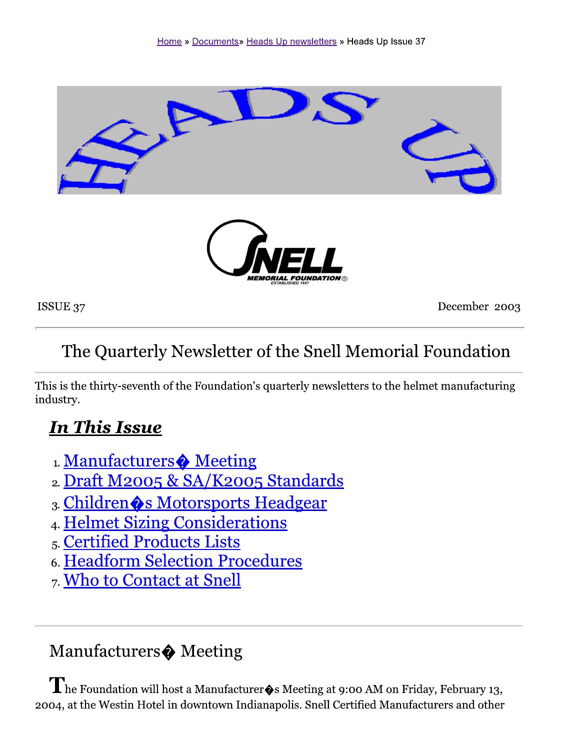Home » Documents» Heads Up newsletters » Heads Up Issue 37

ISSUE 37 | December 2003

# The Quarterly Newsletter of the Snell Memorial Foundation

This is the thirty-seventh of the Foundation's quarterly newsletters to the helmet manufacturing industry.

## *In This Issue*

1. Manufacturers� Meeting
2. Draft M2005 & SA/K2005 Standards
3. Children�s Motorsports Headgear
4. Helmet Sizing Considerations
5. Certified Products Lists
6. Headform Selection Procedures
7. Who to Contact at Snell

## Manufacturers� Meeting

The Foundation will host a Manufacturer�s Meeting at 9:00 AM on Friday, February 13, 2004, at the Westin Hotel in downtown Indianapolis. Snell Certified Manufacturers and other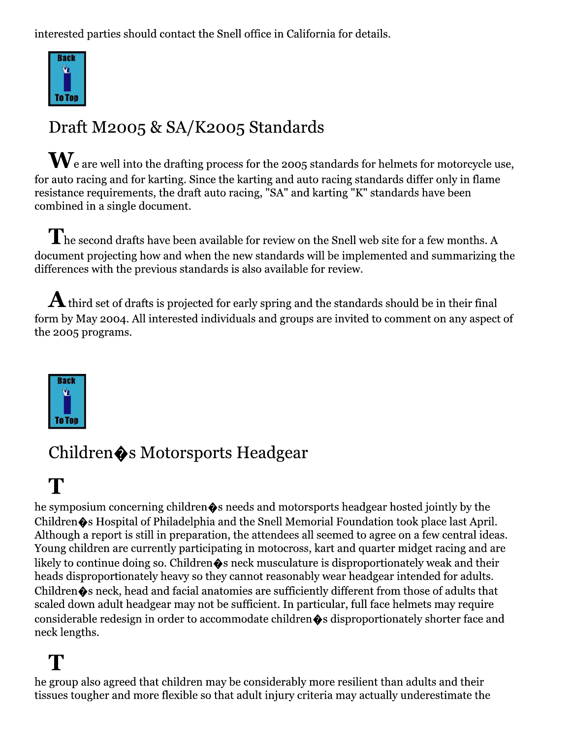interested parties should contact the Snell office in California for details.

Back To Top

## Draft M2005 & SA/K2005 Standards

We are well into the drafting process for the 2005 standards for helmets for motorcycle use, for auto racing and for karting. Since the karting and auto racing standards differ only in flame resistance requirements, the draft auto racing, "SA" and karting "K" standards have been combined in a single document.

The second drafts have been available for review on the Snell web site for a few months. A document projecting how and when the new standards will be implemented and summarizing the differences with the previous standards is also available for review.

A third set of drafts is projected for early spring and the standards should be in their final form by May 2004. All interested individuals and groups are invited to comment on any aspect of the 2005 programs.

Back To Top

## Children�s Motorsports Headgear

The symposium concerning children�s needs and motorsports headgear hosted jointly by the Children�s Hospital of Philadelphia and the Snell Memorial Foundation took place last April. Although a report is still in preparation, the attendees all seemed to agree on a few central ideas. Young children are currently participating in motocross, kart and quarter midget racing and are likely to continue doing so. Children�s neck musculature is disproportionately weak and their heads disproportionately heavy so they cannot reasonably wear headgear intended for adults. Children�s neck, head and facial anatomies are sufficiently different from those of adults that scaled down adult headgear may not be sufficient. In particular, full face helmets may require considerable redesign in order to accommodate children�s disproportionately shorter face and neck lengths.

The group also agreed that children may be considerably more resilient than adults and their tissues tougher and more flexible so that adult injury criteria may actually underestimate the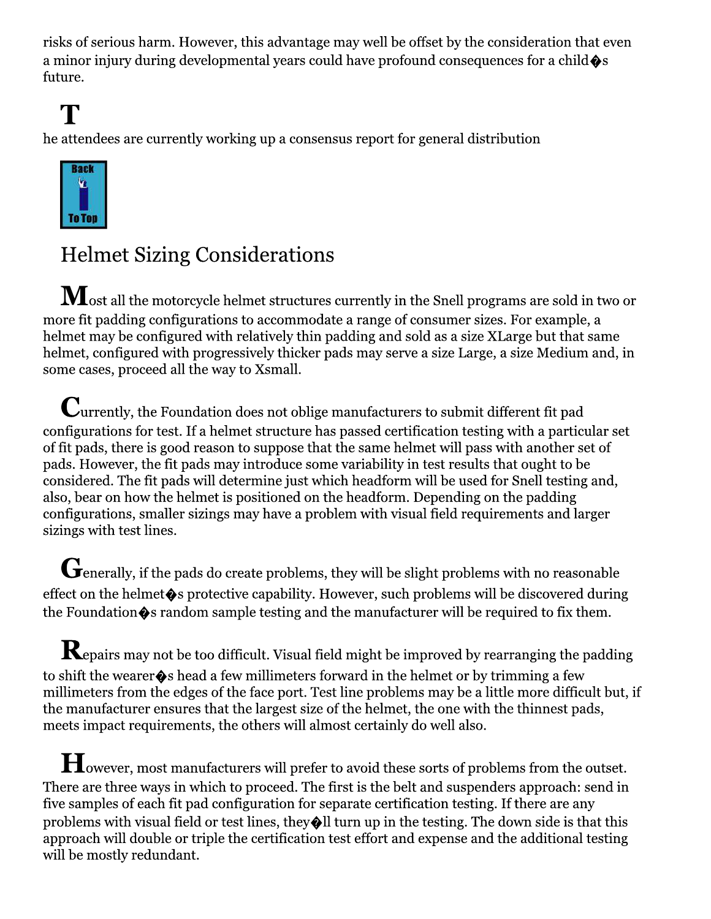risks of serious harm. However, this advantage may well be offset by the consideration that even a minor injury during developmental years could have profound consequences for a child�s future.

The attendees are currently working up a consensus report for general distribution

## Helmet Sizing Considerations

Most all the motorcycle helmet structures currently in the Snell programs are sold in two or more fit padding configurations to accommodate a range of consumer sizes. For example, a helmet may be configured with relatively thin padding and sold as a size XLarge but that same helmet, configured with progressively thicker pads may serve a size Large, a size Medium and, in some cases, proceed all the way to Xsmall.

Currently, the Foundation does not oblige manufacturers to submit different fit pad configurations for test. If a helmet structure has passed certification testing with a particular set of fit pads, there is good reason to suppose that the same helmet will pass with another set of pads. However, the fit pads may introduce some variability in test results that ought to be considered. The fit pads will determine just which headform will be used for Snell testing and, also, bear on how the helmet is positioned on the headform. Depending on the padding configurations, smaller sizings may have a problem with visual field requirements and larger sizings with test lines.

Generally, if the pads do create problems, they will be slight problems with no reasonable effect on the helmet�s protective capability. However, such problems will be discovered during the Foundation�s random sample testing and the manufacturer will be required to fix them.

Repairs may not be too difficult. Visual field might be improved by rearranging the padding to shift the wearer�s head a few millimeters forward in the helmet or by trimming a few millimeters from the edges of the face port. Test line problems may be a little more difficult but, if the manufacturer ensures that the largest size of the helmet, the one with the thinnest pads, meets impact requirements, the others will almost certainly do well also.

However, most manufacturers will prefer to avoid these sorts of problems from the outset. There are three ways in which to proceed. The first is the belt and suspenders approach: send in five samples of each fit pad configuration for separate certification testing. If there are any problems with visual field or test lines, they�ll turn up in the testing. The down side is that this approach will double or triple the certification test effort and expense and the additional testing will be mostly redundant.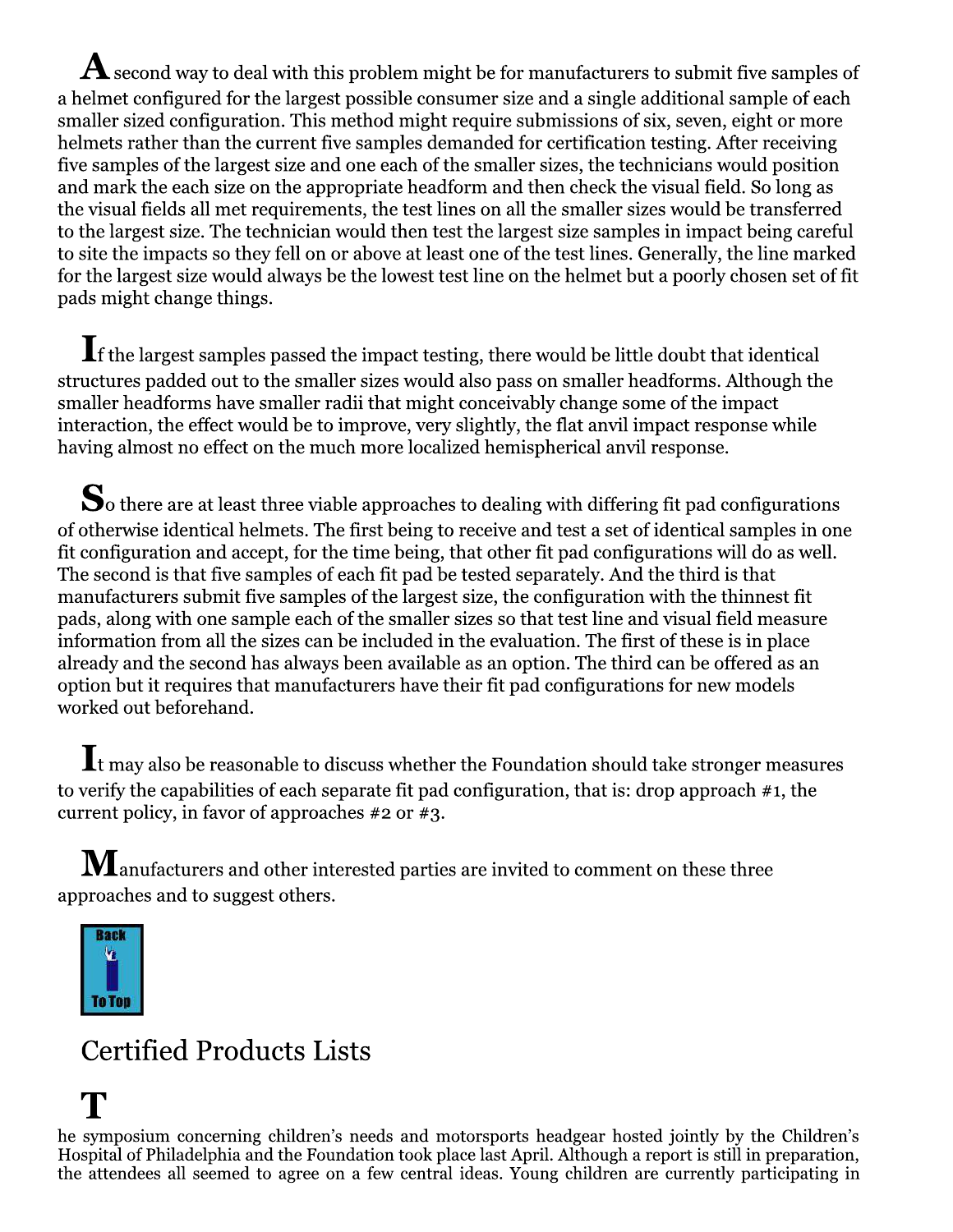A second way to deal with this problem might be for manufacturers to submit five samples of a helmet configured for the largest possible consumer size and a single additional sample of each smaller sized configuration. This method might require submissions of six, seven, eight or more helmets rather than the current five samples demanded for certification testing. After receiving five samples of the largest size and one each of the smaller sizes, the technicians would position and mark the each size on the appropriate headform and then check the visual field. So long as the visual fields all met requirements, the test lines on all the smaller sizes would be transferred to the largest size. The technician would then test the largest size samples in impact being careful to site the impacts so they fell on or above at least one of the test lines. Generally, the line marked for the largest size would always be the lowest test line on the helmet but a poorly chosen set of fit pads might change things.

If the largest samples passed the impact testing, there would be little doubt that identical structures padded out to the smaller sizes would also pass on smaller headforms. Although the smaller headforms have smaller radii that might conceivably change some of the impact interaction, the effect would be to improve, very slightly, the flat anvil impact response while having almost no effect on the much more localized hemispherical anvil response.

So there are at least three viable approaches to dealing with differing fit pad configurations of otherwise identical helmets. The first being to receive and test a set of identical samples in one fit configuration and accept, for the time being, that other fit pad configurations will do as well. The second is that five samples of each fit pad be tested separately. And the third is that manufacturers submit five samples of the largest size, the configuration with the thinnest fit pads, along with one sample each of the smaller sizes so that test line and visual field measure information from all the sizes can be included in the evaluation. The first of these is in place already and the second has always been available as an option. The third can be offered as an option but it requires that manufacturers have their fit pad configurations for new models worked out beforehand.

It may also be reasonable to discuss whether the Foundation should take stronger measures to verify the capabilities of each separate fit pad configuration, that is: drop approach #1, the current policy, in favor of approaches #2 or #3.

Manufacturers and other interested parties are invited to comment on these three approaches and to suggest others.

Back To Top

## Certified Products Lists

The symposium concerning children's needs and motorsports headgear hosted jointly by the Children's Hospital of Philadelphia and the Foundation took place last April. Although a report is still in preparation, the attendees all seemed to agree on a few central ideas. Young children are currently participating in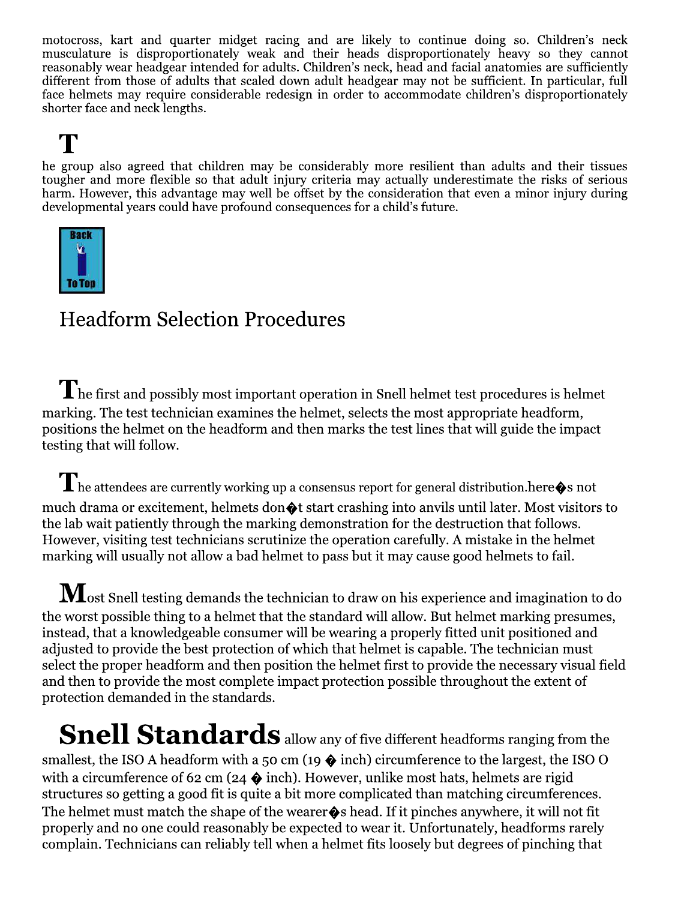motocross, kart and quarter midget racing and are likely to continue doing so. Children's neck musculature is disproportionately weak and their heads disproportionately heavy so they cannot reasonably wear headgear intended for adults. Children's neck, head and facial anatomies are sufficiently different from those of adults that scaled down adult headgear may not be sufficient. In particular, full face helmets may require considerable redesign in order to accommodate children's disproportionately shorter face and neck lengths.

T

he group also agreed that children may be considerably more resilient than adults and their tissues tougher and more flexible so that adult injury criteria may actually underestimate the risks of serious harm. However, this advantage may well be offset by the consideration that even a minor injury during developmental years could have profound consequences for a child's future.

Back To Top

## Headform Selection Procedures

The first and possibly most important operation in Snell helmet test procedures is helmet marking. The test technician examines the helmet, selects the most appropriate headform, positions the helmet on the headform and then marks the test lines that will guide the impact testing that will follow.

The attendees are currently working up a consensus report for general distribution.here�s not much drama or excitement, helmets don�t start crashing into anvils until later. Most visitors to the lab wait patiently through the marking demonstration for the destruction that follows. However, visiting test technicians scrutinize the operation carefully. A mistake in the helmet marking will usually not allow a bad helmet to pass but it may cause good helmets to fail.

Most Snell testing demands the technician to draw on his experience and imagination to do the worst possible thing to a helmet that the standard will allow. But helmet marking presumes, instead, that a knowledgeable consumer will be wearing a properly fitted unit positioned and adjusted to provide the best protection of which that helmet is capable. The technician must select the proper headform and then position the helmet first to provide the necessary visual field and then to provide the most complete impact protection possible throughout the extent of protection demanded in the standards.

**Snell Standards** allow any of five different headforms ranging from the smallest, the ISO A headform with a 50 cm (19 � inch) circumference to the largest, the ISO O with a circumference of 62 cm (24 � inch). However, unlike most hats, helmets are rigid structures so getting a good fit is quite a bit more complicated than matching circumferences. The helmet must match the shape of the wearer�s head. If it pinches anywhere, it will not fit properly and no one could reasonably be expected to wear it. Unfortunately, headforms rarely complain. Technicians can reliably tell when a helmet fits loosely but degrees of pinching that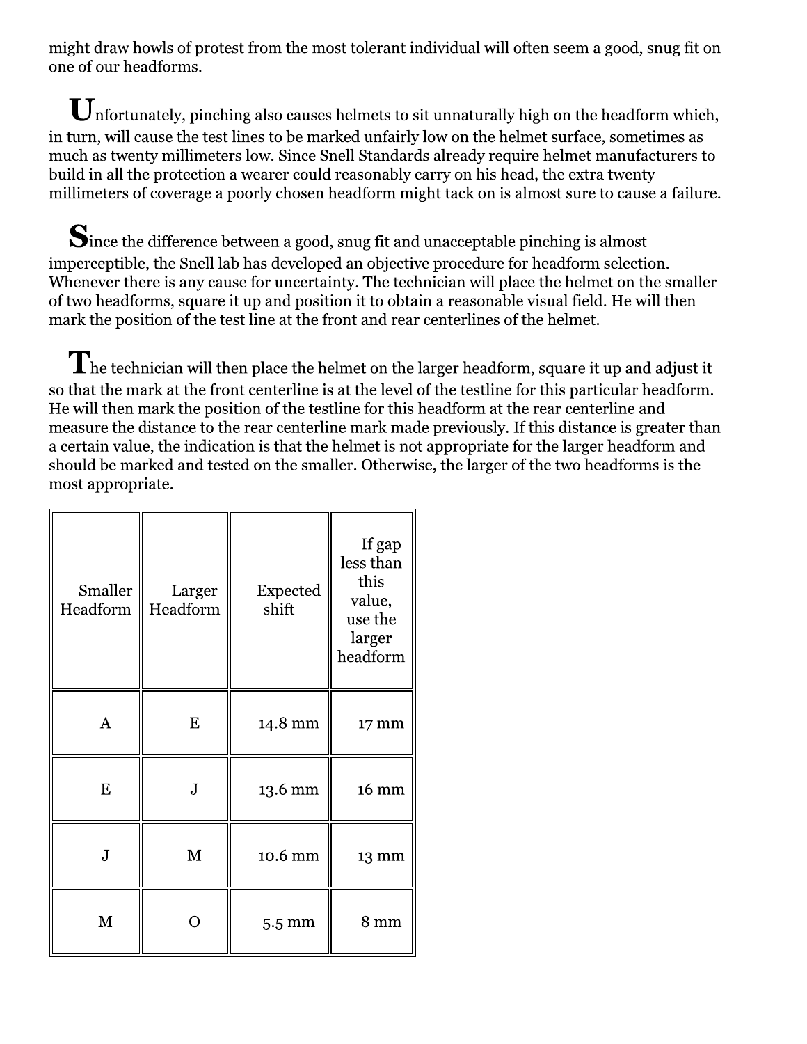might draw howls of protest from the most tolerant individual will often seem a good, snug fit on one of our headforms.

Unfortunately, pinching also causes helmets to sit unnaturally high on the headform which, in turn, will cause the test lines to be marked unfairly low on the helmet surface, sometimes as much as twenty millimeters low. Since Snell Standards already require helmet manufacturers to build in all the protection a wearer could reasonably carry on his head, the extra twenty millimeters of coverage a poorly chosen headform might tack on is almost sure to cause a failure.

Since the difference between a good, snug fit and unacceptable pinching is almost imperceptible, the Snell lab has developed an objective procedure for headform selection. Whenever there is any cause for uncertainty. The technician will place the helmet on the smaller of two headforms, square it up and position it to obtain a reasonable visual field. He will then mark the position of the test line at the front and rear centerlines of the helmet.

The technician will then place the helmet on the larger headform, square it up and adjust it so that the mark at the front centerline is at the level of the testline for this particular headform. He will then mark the position of the testline for this headform at the rear centerline and measure the distance to the rear centerline mark made previously. If this distance is greater than a certain value, the indication is that the helmet is not appropriate for the larger headform and should be marked and tested on the smaller. Otherwise, the larger of the two headforms is the most appropriate.

| Smaller Headform | Larger Headform | Expected shift | If gap less than this value, use the larger headform |
|---|---|---|---|
| A | E | 14.8 mm | 17 mm |
| E | J | 13.6 mm | 16 mm |
| J | M | 10.6 mm | 13 mm |
| M | O | 5.5 mm | 8 mm |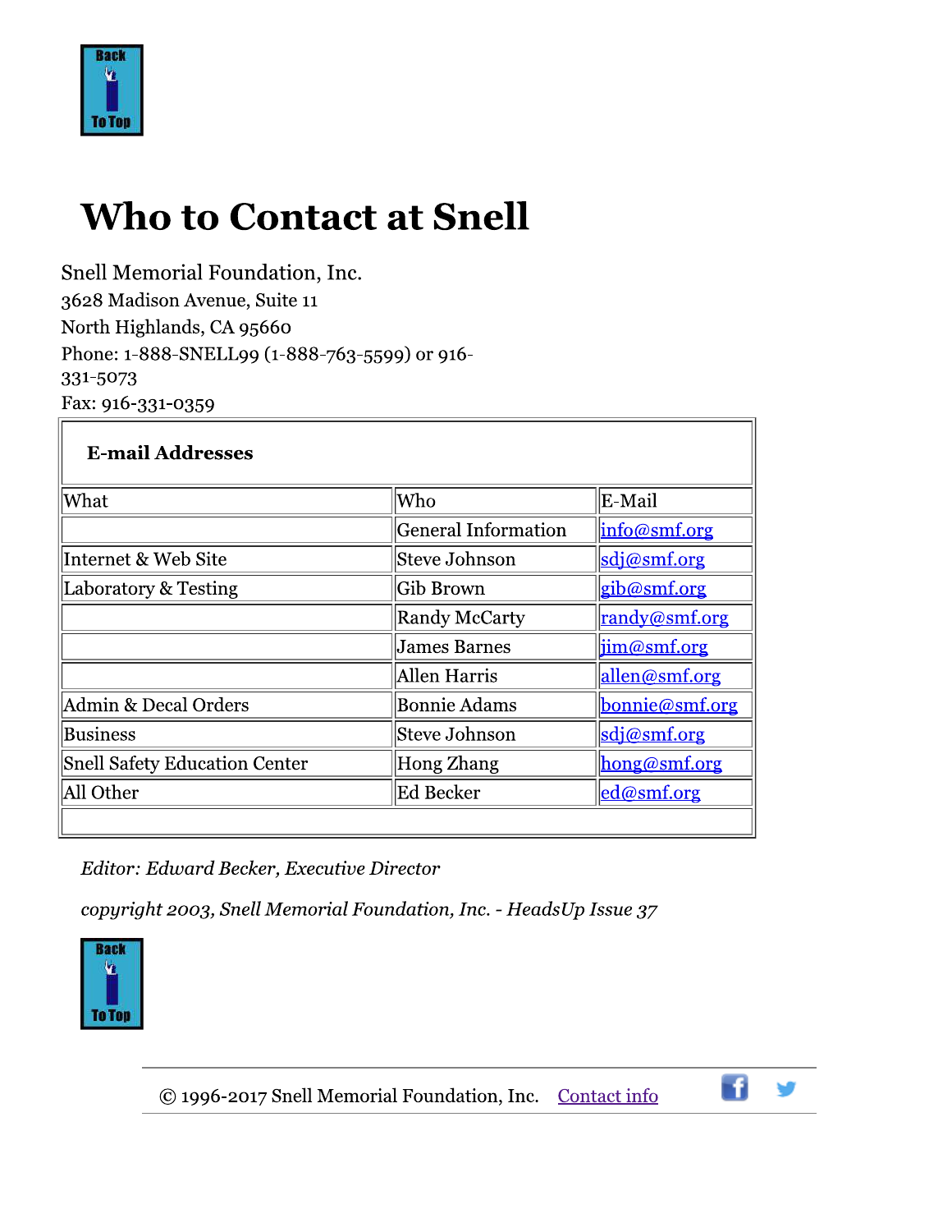# Who to Contact at Snell

Snell Memorial Foundation, Inc.
3628 Madison Avenue, Suite 11
North Highlands, CA 95660
Phone: 1-888-SNELL99 (1-888-763-5599) or 916-331-5073
Fax: 916-331-0359

**E-mail Addresses**

| What | Who | E-Mail |
|---|---|---|
| | General Information | info@smf.org |
| Internet & Web Site | Steve Johnson | sdj@smf.org |
| Laboratory & Testing | Gib Brown | gib@smf.org |
| | Randy McCarty | randy@smf.org |
| | James Barnes | jim@smf.org |
| | Allen Harris | allen@smf.org |
| Admin & Decal Orders | Bonnie Adams | bonnie@smf.org |
| Business | Steve Johnson | sdj@smf.org |
| Snell Safety Education Center | Hong Zhang | hong@smf.org |
| All Other | Ed Becker | ed@smf.org |

*Editor: Edward Becker, Executive Director*

*copyright 2003, Snell Memorial Foundation, Inc. - HeadsUp Issue 37*

© 1996-2017 Snell Memorial Foundation, Inc. Contact info